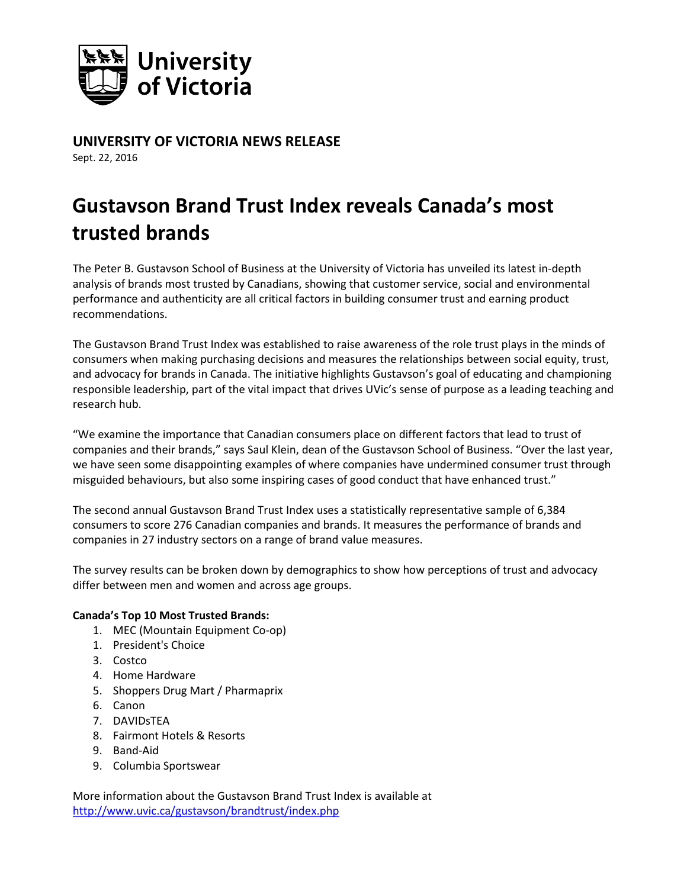University of Victoria

**UNIVERSITY OF VICTORIA NEWS RELEASE**

Sept. 22, 2016

# Gustavson Brand Trust Index reveals Canada's most trusted brands

The Peter B. Gustavson School of Business at the University of Victoria has unveiled its latest in-depth analysis of brands most trusted by Canadians, showing that customer service, social and environmental performance and authenticity are all critical factors in building consumer trust and earning product recommendations.

The Gustavson Brand Trust Index was established to raise awareness of the role trust plays in the minds of consumers when making purchasing decisions and measures the relationships between social equity, trust, and advocacy for brands in Canada. The initiative highlights Gustavson's goal of educating and championing responsible leadership, part of the vital impact that drives UVic's sense of purpose as a leading teaching and research hub.

"We examine the importance that Canadian consumers place on different factors that lead to trust of companies and their brands," says Saul Klein, dean of the Gustavson School of Business. "Over the last year, we have seen some disappointing examples of where companies have undermined consumer trust through misguided behaviours, but also some inspiring cases of good conduct that have enhanced trust."

The second annual Gustavson Brand Trust Index uses a statistically representative sample of 6,384 consumers to score 276 Canadian companies and brands. It measures the performance of brands and companies in 27 industry sectors on a range of brand value measures.

The survey results can be broken down by demographics to show how perceptions of trust and advocacy differ between men and women and across age groups.

**Canada's Top 10 Most Trusted Brands:**

1. MEC (Mountain Equipment Co-op)
1. President's Choice
3. Costco
4. Home Hardware
5. Shoppers Drug Mart / Pharmaprix
6. Canon
7. DAVIDsTEA
8. Fairmont Hotels & Resorts
9. Band-Aid
9. Columbia Sportswear

More information about the Gustavson Brand Trust Index is available at
http://www.uvic.ca/gustavson/brandtrust/index.php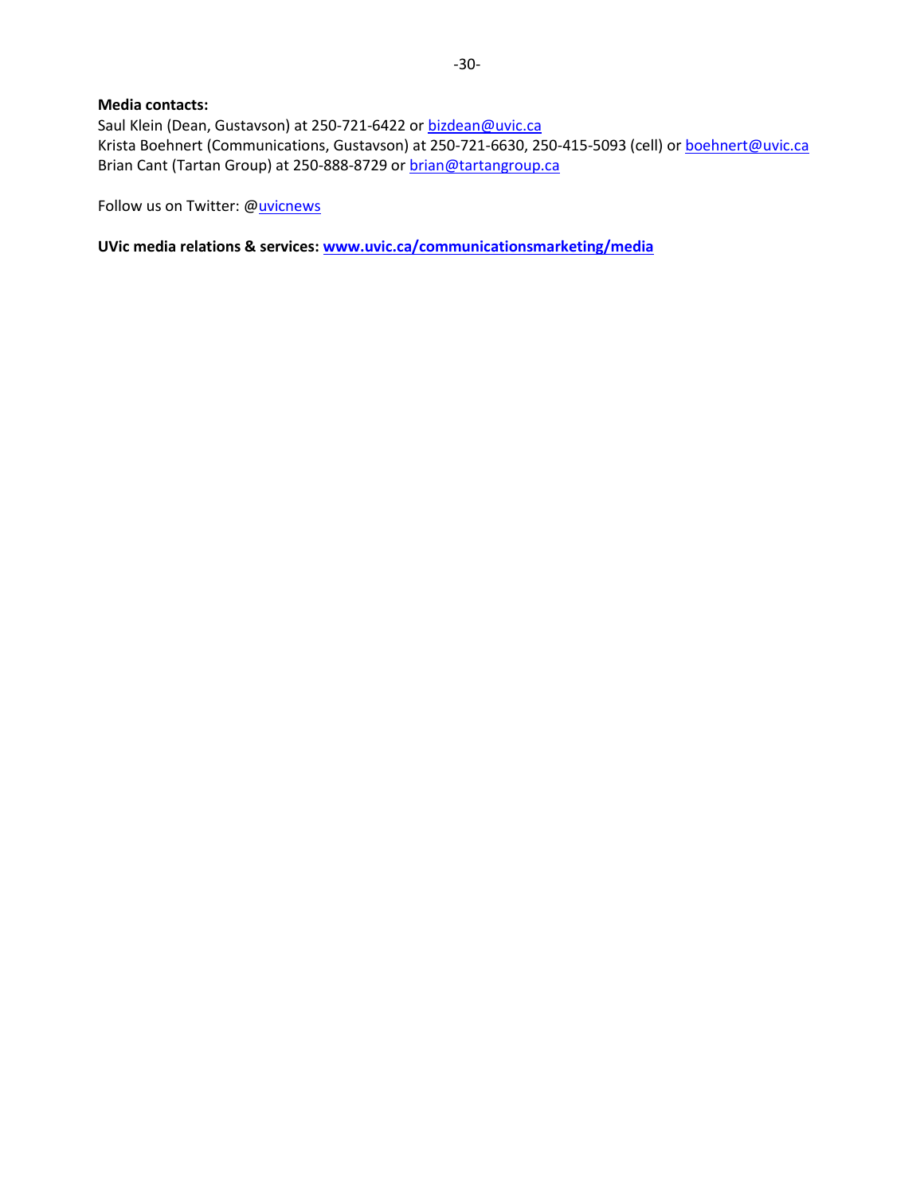-30-

**Media contacts:**
Saul Klein (Dean, Gustavson) at 250-721-6422 or bizdean@uvic.ca
Krista Boehnert (Communications, Gustavson) at 250-721-6630, 250-415-5093 (cell) or boehnert@uvic.ca
Brian Cant (Tartan Group) at 250-888-8729 or brian@tartangroup.ca

Follow us on Twitter: @uvicnews

**UVic media relations & services: www.uvic.ca/communicationsmarketing/media**